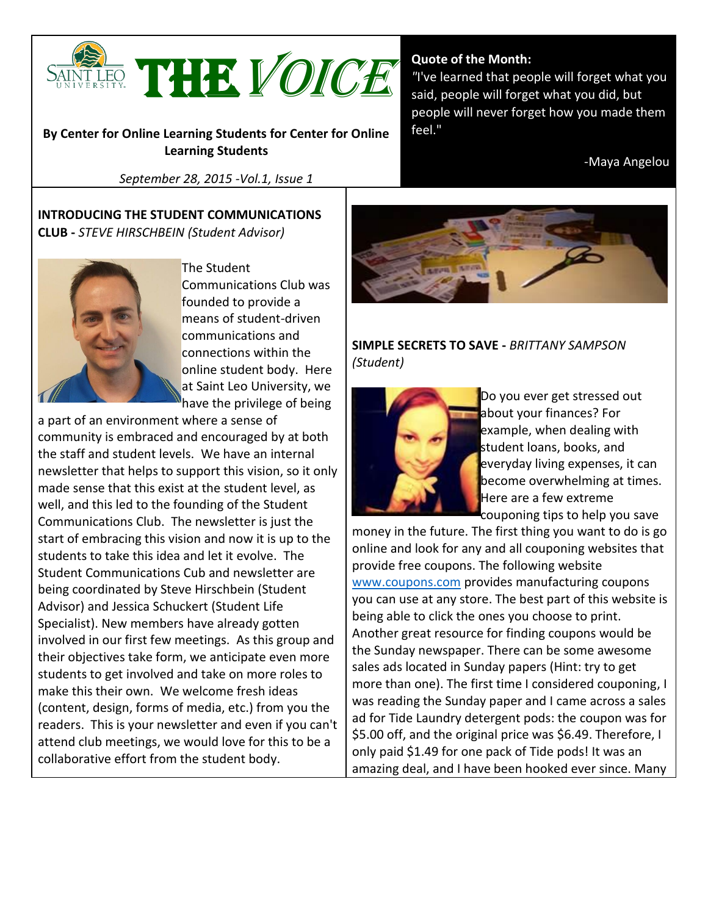# THE VOICE

**By Center for Online Learning Students for Center for Online Learning Students**

*September 28, 2015 -Vol.1, Issue 1*

**Quote of the Month:**
"I've learned that people will forget what you said, people will forget what you did, but people will never forget how you made them feel."

-Maya Angelou

## INTRODUCING THE STUDENT COMMUNICATIONS CLUB - *STEVE HIRSCHBEIN (Student Advisor)*

The Student Communications Club was founded to provide a means of student-driven communications and connections within the online student body. Here at Saint Leo University, we have the privilege of being a part of an environment where a sense of community is embraced and encouraged by at both the staff and student levels. We have an internal newsletter that helps to support this vision, so it only made sense that this exist at the student level, as well, and this led to the founding of the Student Communications Club. The newsletter is just the start of embracing this vision and now it is up to the students to take this idea and let it evolve. The Student Communications Cub and newsletter are being coordinated by Steve Hirschbein (Student Advisor) and Jessica Schuckert (Student Life Specialist). New members have already gotten involved in our first few meetings. As this group and their objectives take form, we anticipate even more students to get involved and take on more roles to make this their own. We welcome fresh ideas (content, design, forms of media, etc.) from you the readers. This is your newsletter and even if you can't attend club meetings, we would love for this to be a collaborative effort from the student body.

## SIMPLE SECRETS TO SAVE - *BRITTANY SAMPSON (Student)*

Do you ever get stressed out about your finances? For example, when dealing with student loans, books, and everyday living expenses, it can become overwhelming at times. Here are a few extreme couponing tips to help you save money in the future. The first thing you want to do is go online and look for any and all couponing websites that provide free coupons. The following website [www.coupons.com](http://www.coupons.com) provides manufacturing coupons you can use at any store. The best part of this website is being able to click the ones you choose to print. Another great resource for finding coupons would be the Sunday newspaper. There can be some awesome sales ads located in Sunday papers (Hint: try to get more than one). The first time I considered couponing, I was reading the Sunday paper and I came across a sales ad for Tide Laundry detergent pods: the coupon was for $5.00 off, and the original price was $6.49. Therefore, I only paid $1.49 for one pack of Tide pods! It was an amazing deal, and I have been hooked ever since. Many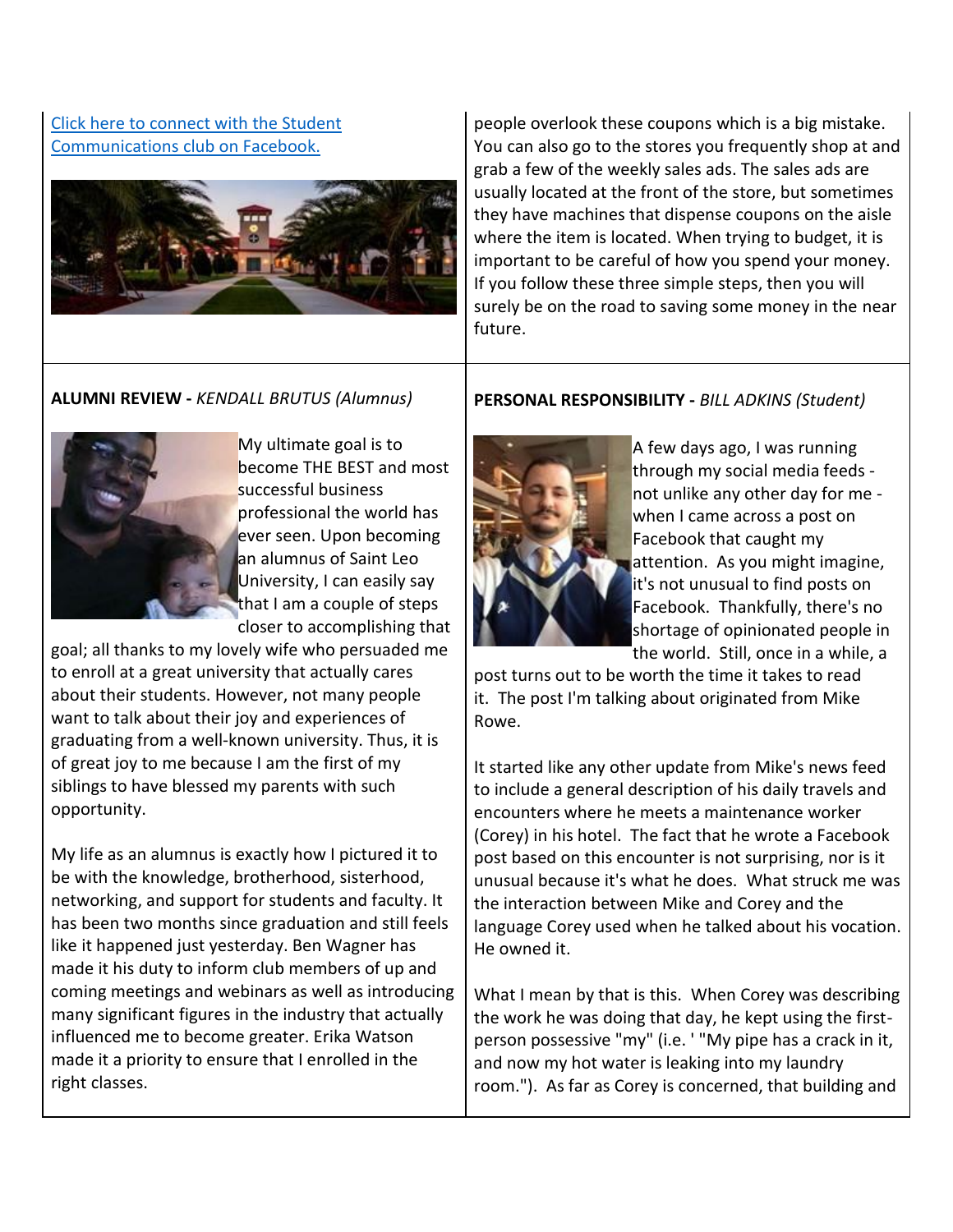[Click here to connect with the Student Communications club on Facebook.]

people overlook these coupons which is a big mistake. You can also go to the stores you frequently shop at and grab a few of the weekly sales ads. The sales ads are usually located at the front of the store, but sometimes they have machines that dispense coupons on the aisle where the item is located. When trying to budget, it is important to be careful of how you spend your money. If you follow these three simple steps, then you will surely be on the road to saving some money in the near future.

**ALUMNI REVIEW -** *KENDALL BRUTUS (Alumnus)*

My ultimate goal is to become THE BEST and most successful business professional the world has ever seen. Upon becoming an alumnus of Saint Leo University, I can easily say that I am a couple of steps closer to accomplishing that goal; all thanks to my lovely wife who persuaded me to enroll at a great university that actually cares about their students. However, not many people want to talk about their joy and experiences of graduating from a well-known university. Thus, it is of great joy to me because I am the first of my siblings to have blessed my parents with such opportunity.

My life as an alumnus is exactly how I pictured it to be with the knowledge, brotherhood, sisterhood, networking, and support for students and faculty. It has been two months since graduation and still feels like it happened just yesterday. Ben Wagner has made it his duty to inform club members of up and coming meetings and webinars as well as introducing many significant figures in the industry that actually influenced me to become greater. Erika Watson made it a priority to ensure that I enrolled in the right classes.

**PERSONAL RESPONSIBILITY -** *BILL ADKINS (Student)*

A few days ago, I was running through my social media feeds - not unlike any other day for me - when I came across a post on Facebook that caught my attention. As you might imagine, it's not unusual to find posts on Facebook. Thankfully, there's no shortage of opinionated people in the world. Still, once in a while, a post turns out to be worth the time it takes to read it. The post I'm talking about originated from Mike Rowe.

It started like any other update from Mike's news feed to include a general description of his daily travels and encounters where he meets a maintenance worker (Corey) in his hotel. The fact that he wrote a Facebook post based on this encounter is not surprising, nor is it unusual because it's what he does. What struck me was the interaction between Mike and Corey and the language Corey used when he talked about his vocation. He owned it.

What I mean by that is this. When Corey was describing the work he was doing that day, he kept using the first-person possessive "my" (i.e. ' "My pipe has a crack in it, and now my hot water is leaking into my laundry room."). As far as Corey is concerned, that building and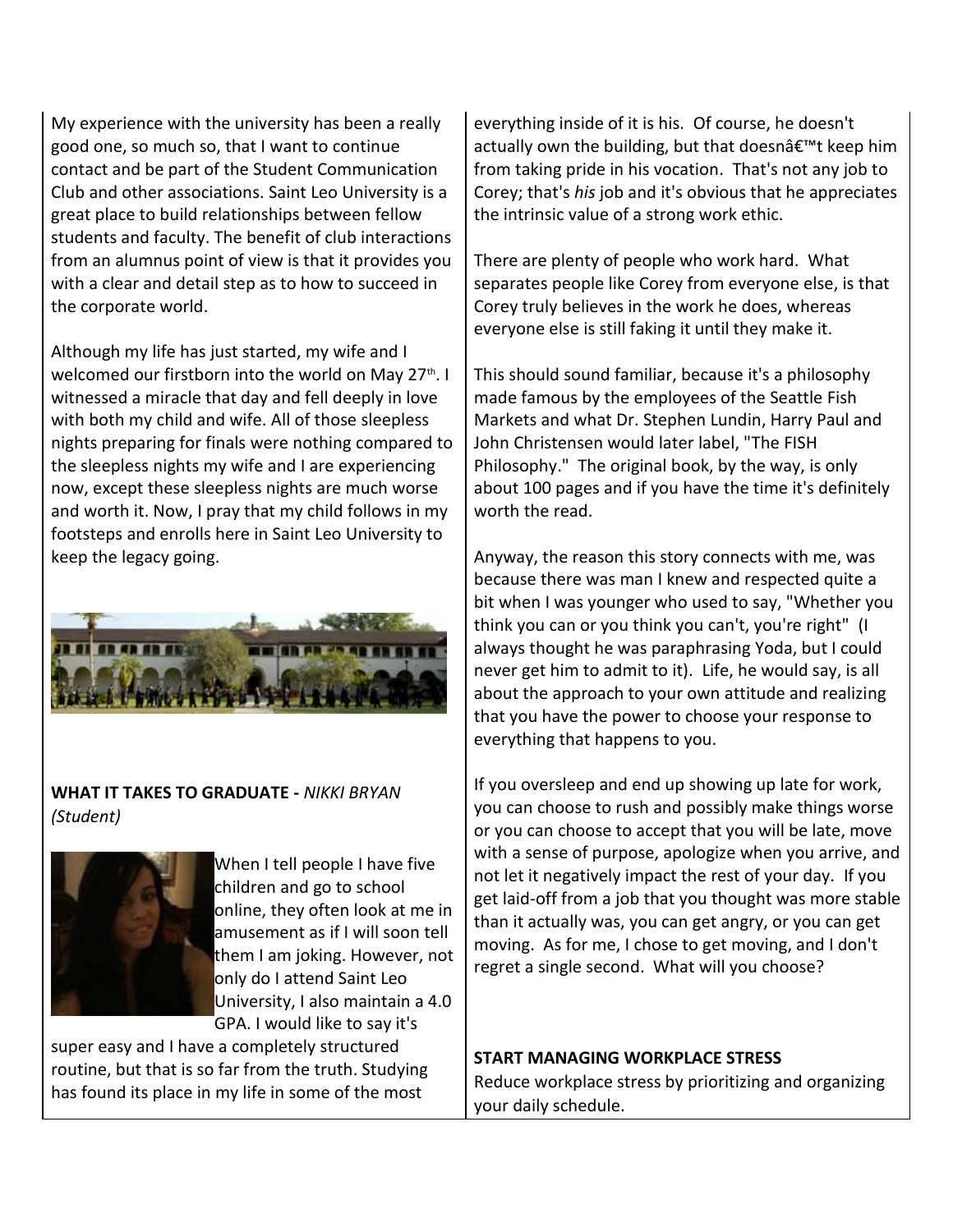My experience with the university has been a really good one, so much so, that I want to continue contact and be part of the Student Communication Club and other associations. Saint Leo University is a great place to build relationships between fellow students and faculty. The benefit of club interactions from an alumnus point of view is that it provides you with a clear and detail step as to how to succeed in the corporate world.

Although my life has just started, my wife and I welcomed our firstborn into the world on May 27th. I witnessed a miracle that day and fell deeply in love with both my child and wife. All of those sleepless nights preparing for finals were nothing compared to the sleepless nights my wife and I are experiencing now, except these sleepless nights are much worse and worth it. Now, I pray that my child follows in my footsteps and enrolls here in Saint Leo University to keep the legacy going.

**WHAT IT TAKES TO GRADUATE -** ***NIKKI BRYAN (Student)***

When I tell people I have five children and go to school online, they often look at me in amusement as if I will soon tell them I am joking. However, not only do I attend Saint Leo University, I also maintain a 4.0 GPA. I would like to say it's super easy and I have a completely structured routine, but that is so far from the truth. Studying has found its place in my life in some of the most

everything inside of it is his. Of course, he doesn't actually own the building, but that doesnâ€™t keep him from taking pride in his vocation. That's not any job to Corey; that's *his* job and it's obvious that he appreciates the intrinsic value of a strong work ethic.

There are plenty of people who work hard. What separates people like Corey from everyone else, is that Corey truly believes in the work he does, whereas everyone else is still faking it until they make it.

This should sound familiar, because it's a philosophy made famous by the employees of the Seattle Fish Markets and what Dr. Stephen Lundin, Harry Paul and John Christensen would later label, "The FISH Philosophy." The original book, by the way, is only about 100 pages and if you have the time it's definitely worth the read.

Anyway, the reason this story connects with me, was because there was man I knew and respected quite a bit when I was younger who used to say, "Whether you think you can or you think you can't, you're right" (I always thought he was paraphrasing Yoda, but I could never get him to admit to it). Life, he would say, is all about the approach to your own attitude and realizing that you have the power to choose your response to everything that happens to you.

If you oversleep and end up showing up late for work, you can choose to rush and possibly make things worse or you can choose to accept that you will be late, move with a sense of purpose, apologize when you arrive, and not let it negatively impact the rest of your day. If you get laid-off from a job that you thought was more stable than it actually was, you can get angry, or you can get moving. As for me, I chose to get moving, and I don't regret a single second. What will you choose?

**START MANAGING WORKPLACE STRESS**

Reduce workplace stress by prioritizing and organizing your daily schedule.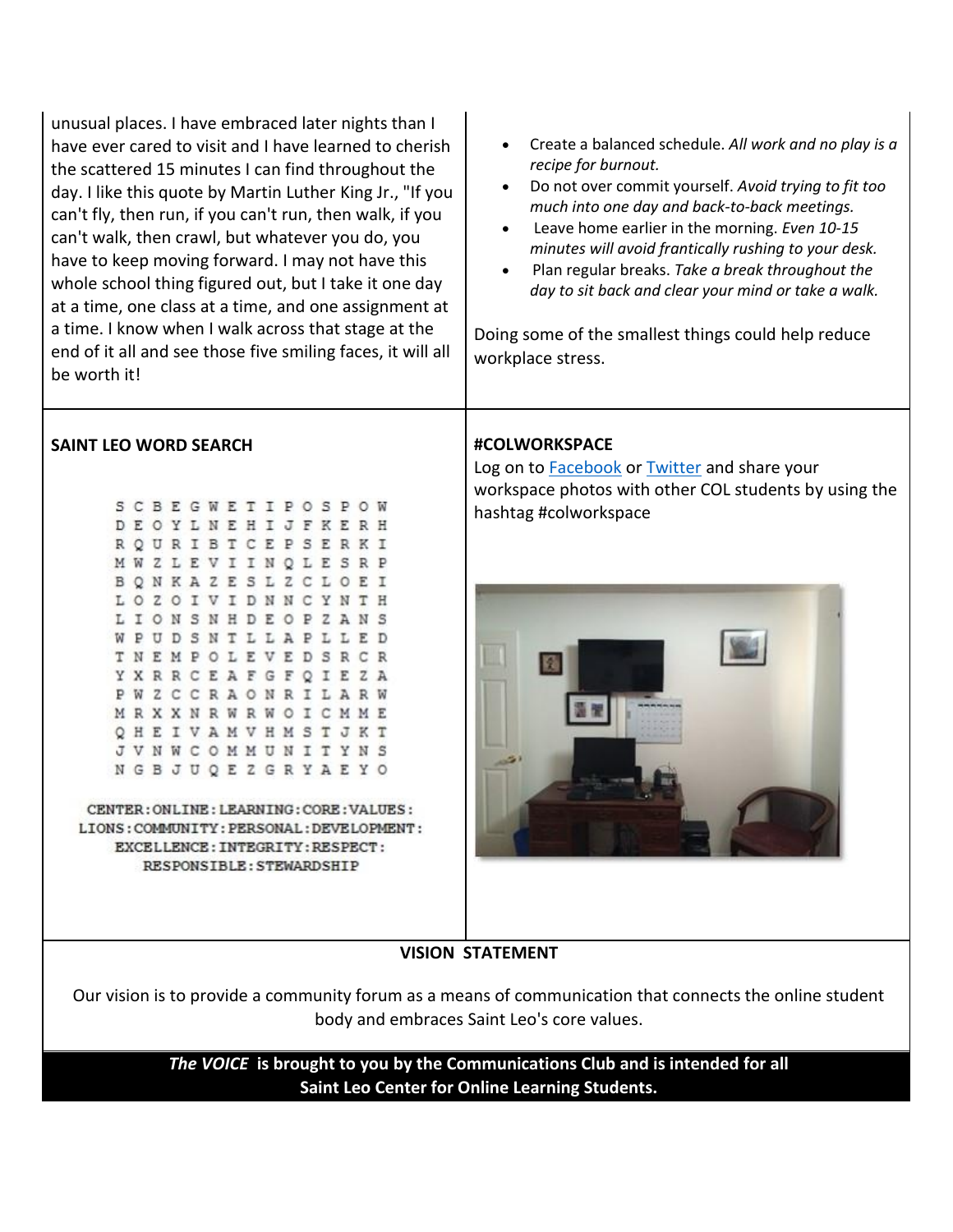unusual places. I have embraced later nights than I have ever cared to visit and I have learned to cherish the scattered 15 minutes I can find throughout the day. I like this quote by Martin Luther King Jr., "If you can't fly, then run, if you can't run, then walk, if you can't walk, then crawl, but whatever you do, you have to keep moving forward. I may not have this whole school thing figured out, but I take it one day at a time, one class at a time, and one assignment at a time. I know when I walk across that stage at the end of it all and see those five smiling faces, it will all be worth it!

- Create a balanced schedule. *All work and no play is a recipe for burnout.*
- Do not over commit yourself. *Avoid trying to fit too much into one day and back-to-back meetings.*
- Leave home earlier in the morning. *Even 10-15 minutes will avoid frantically rushing to your desk.*
- Plan regular breaks. *Take a break throughout the day to sit back and clear your mind or take a walk.*

Doing some of the smallest things could help reduce workplace stress.

**SAINT LEO WORD SEARCH**

```
S C B E G W E T I P O S P O W
D E O Y L N E H I J F K E R H
R Q U R I B T C E P S E R K I
M W Z L E V I I N Q L E S R P
B Q N K A Z E S L Z C L O E I
L O Z O I V I D N N C Y N T H
L I O N S N H D E O P Z A N S
W P U D S N T L L A P L L E D
T N E M P O L E V E D S R C R
Y X R R C E A F G F Q I E Z A
P W Z C C R A O N R I L A R W
M R X X N R W R W O I C M M E
Q H E I V A M V H M S T J K T
J V N W C O M M U N I T Y N S
N G B J U Q E Z G R Y A E Y O
```

CENTER:ONLINE:LEARNING:CORE:VALUES:
LIONS:COMMUNITY:PERSONAL:DEVELOPMENT:
EXCELLENCE:INTEGRITY:RESPECT:
RESPONSIBLE:STEWARDSHIP

**#COLWORKSPACE**

Log on to Facebook or Twitter and share your workspace photos with other COL students by using the hashtag #colworkspace

**VISION STATEMENT**

Our vision is to provide a community forum as a means of communication that connects the online student body and embraces Saint Leo's core values.

***The VOICE* is brought to you by the Communications Club and is intended for all Saint Leo Center for Online Learning Students.**